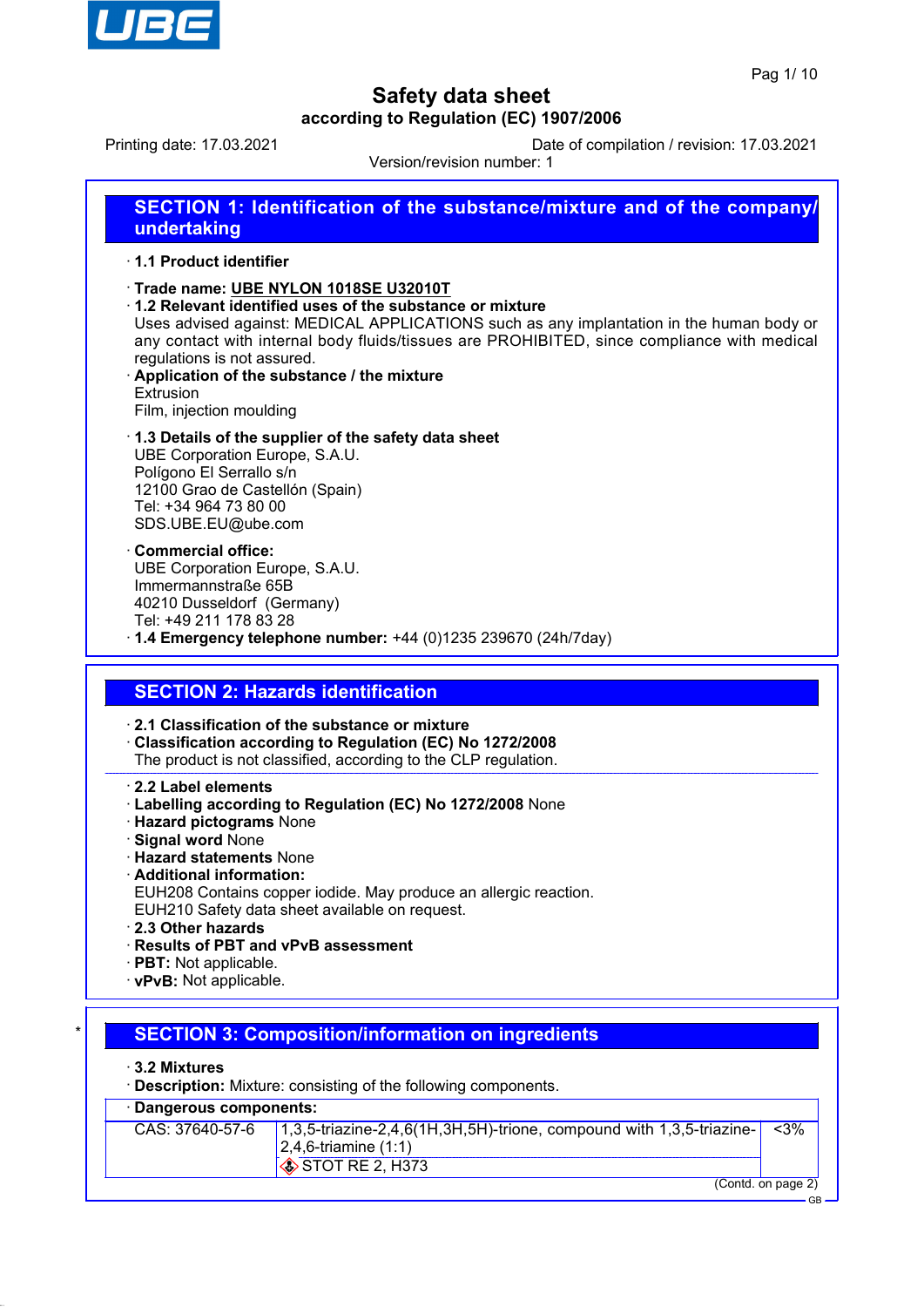# Safety data sheet

**according to Regulation (EC) 1907/2006**

Printing date: 17.03.2021 | Date of compilation / revision: 17.03.2021

Version/revision number: 1

## SECTION 1: Identification of the substance/mixture and of the company/undertaking

· **1.1 Product identifier**

· **Trade name: UBE NYLON 1018SE U32010T**

· **1.2 Relevant identified uses of the substance or mixture**
Uses advised against: MEDICAL APPLICATIONS such as any implantation in the human body or any contact with internal body fluids/tissues are PROHIBITED, since compliance with medical regulations is not assured.

· **Application of the substance / the mixture**
Extrusion
Film, injection moulding

· **1.3 Details of the supplier of the safety data sheet**
UBE Corporation Europe, S.A.U.
Polígono El Serrallo s/n
12100 Grao de Castellón (Spain)
Tel: +34 964 73 80 00
SDS.UBE.EU@ube.com

· **Commercial office:**
UBE Corporation Europe, S.A.U.
Immermannstraße 65B
40210 Dusseldorf (Germany)
Tel: +49 211 178 83 28

· **1.4 Emergency telephone number:** +44 (0)1235 239670 (24h/7day)

## SECTION 2: Hazards identification

· **2.1 Classification of the substance or mixture**
· **Classification according to Regulation (EC) No 1272/2008**
The product is not classified, according to the CLP regulation.

· **2.2 Label elements**
· **Labelling according to Regulation (EC) No 1272/2008** None
· **Hazard pictograms** None
· **Signal word** None
· **Hazard statements** None
· **Additional information:**
EUH208 Contains copper iodide. May produce an allergic reaction.
EUH210 Safety data sheet available on request.
· **2.3 Other hazards**
· **Results of PBT and vPvB assessment**
· **PBT:** Not applicable.
· **vPvB:** Not applicable.

## SECTION 3: Composition/information on ingredients

· **3.2 Mixtures**
· **Description:** Mixture: consisting of the following components.

· **Dangerous components:**

| CAS | Component | Concentration |
|---|---|---|
| CAS: 37640-57-6 | 1,3,5-triazine-2,4,6(1H,3H,5H)-trione, compound with 1,3,5-triazine-2,4,6-triamine (1:1)<br>STOT RE 2, H373 | <3% |

(Contd. on page 2)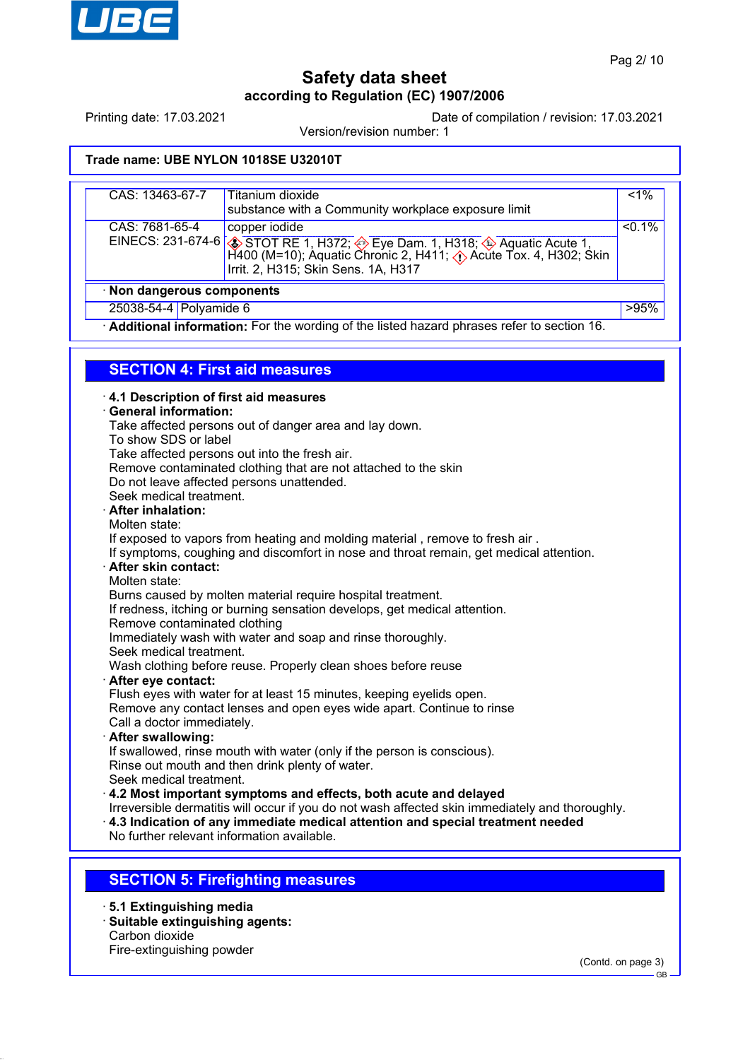Safety data sheet

according to Regulation (EC) 1907/2006

Printing date: 17.03.2021 Date of compilation / revision: 17.03.2021

Version/revision number: 1

**Trade name: UBE NYLON 1018SE U32010T**

| | | |
|---|---|---|
| CAS: 13463-67-7 | Titanium dioxide<br>substance with a Community workplace exposure limit | <1% |
| CAS: 7681-65-4<br>EINECS: 231-674-6 | copper iodide<br>STOT RE 1, H372; Eye Dam. 1, H318; Aquatic Acute 1, H400 (M=10); Aquatic Chronic 2, H411; Acute Tox. 4, H302; Skin Irrit. 2, H315; Skin Sens. 1A, H317 | <0.1% |

· **Non dangerous components**

| | | |
|---|---|---|
| 25038-54-4 | Polyamide 6 | >95% |

· **Additional information:** For the wording of the listed hazard phrases refer to section 16.

## SECTION 4: First aid measures

· **4.1 Description of first aid measures**

· **General information:**
Take affected persons out of danger area and lay down.
To show SDS or label
Take affected persons out into the fresh air.
Remove contaminated clothing that are not attached to the skin
Do not leave affected persons unattended.
Seek medical treatment.

· **After inhalation:**
Molten state:
If exposed to vapors from heating and molding material , remove to fresh air .
If symptoms, coughing and discomfort in nose and throat remain, get medical attention.

· **After skin contact:**
Molten state:
Burns caused by molten material require hospital treatment.
If redness, itching or burning sensation develops, get medical attention.
Remove contaminated clothing
Immediately wash with water and soap and rinse thoroughly.
Seek medical treatment.
Wash clothing before reuse. Properly clean shoes before reuse

· **After eye contact:**
Flush eyes with water for at least 15 minutes, keeping eyelids open.
Remove any contact lenses and open eyes wide apart. Continue to rinse
Call a doctor immediately.

· **After swallowing:**
If swallowed, rinse mouth with water (only if the person is conscious).
Rinse out mouth and then drink plenty of water.
Seek medical treatment.

· **4.2 Most important symptoms and effects, both acute and delayed**
Irreversible dermatitis will occur if you do not wash affected skin immediately and thoroughly.

· **4.3 Indication of any immediate medical attention and special treatment needed**
No further relevant information available.

## SECTION 5: Firefighting measures

· **5.1 Extinguishing media**

· **Suitable extinguishing agents:**
Carbon dioxide
Fire-extinguishing powder

(Contd. on page 3)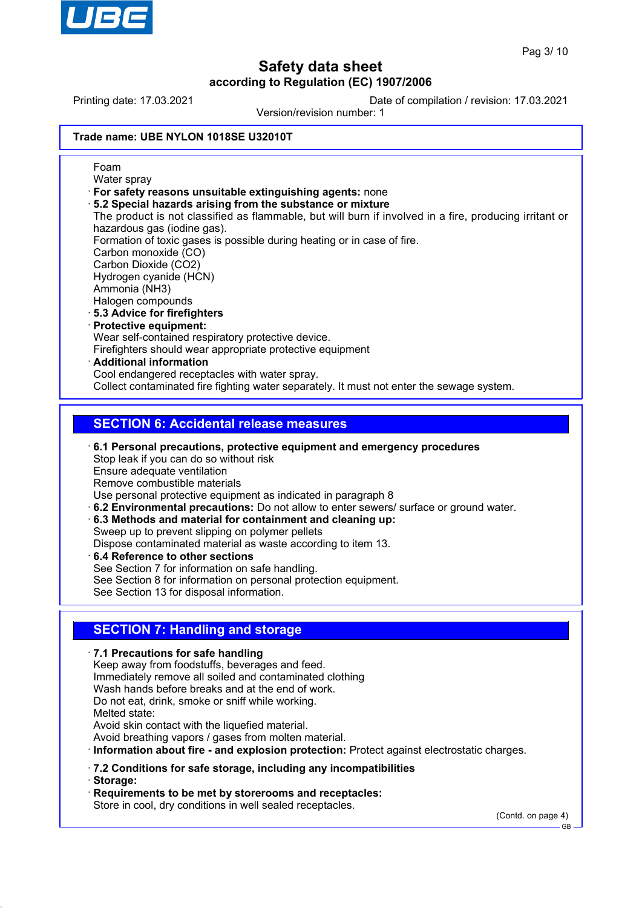**Trade name: UBE NYLON 1018SE U32010T**

Foam
Water spray

- **For safety reasons unsuitable extinguishing agents:** none
- **5.2 Special hazards arising from the substance or mixture**
  The product is not classified as flammable, but will burn if involved in a fire, producing irritant or hazardous gas (iodine gas).
  Formation of toxic gases is possible during heating or in case of fire.
  Carbon monoxide (CO)
  Carbon Dioxide ($CO_2$)
  Hydrogen cyanide (HCN)
  Ammonia ($NH_3$)
  Halogen compounds
- **5.3 Advice for firefighters**
- **Protective equipment:**
  Wear self-contained respiratory protective device.
  Firefighters should wear appropriate protective equipment
- **Additional information**
  Cool endangered receptacles with water spray.
  Collect contaminated fire fighting water separately. It must not enter the sewage system.

## SECTION 6: Accidental release measures

- **6.1 Personal precautions, protective equipment and emergency procedures**
  Stop leak if you can do so without risk
  Ensure adequate ventilation
  Remove combustible materials
  Use personal protective equipment as indicated in paragraph 8
- **6.2 Environmental precautions:** Do not allow to enter sewers/ surface or ground water.
- **6.3 Methods and material for containment and cleaning up:**
  Sweep up to prevent slipping on polymer pellets
  Dispose contaminated material as waste according to item 13.
- **6.4 Reference to other sections**
  See Section 7 for information on safe handling.
  See Section 8 for information on personal protection equipment.
  See Section 13 for disposal information.

## SECTION 7: Handling and storage

- **7.1 Precautions for safe handling**
  Keep away from foodstuffs, beverages and feed.
  Immediately remove all soiled and contaminated clothing
  Wash hands before breaks and at the end of work.
  Do not eat, drink, smoke or sniff while working.
  Melted state:
  Avoid skin contact with the liquefied material.
  Avoid breathing vapors / gases from molten material.
- **Information about fire - and explosion protection:** Protect against electrostatic charges.

- **7.2 Conditions for safe storage, including any incompatibilities**
- **Storage:**
- **Requirements to be met by storerooms and receptacles:**
  Store in cool, dry conditions in well sealed receptacles.

(Contd. on page 4)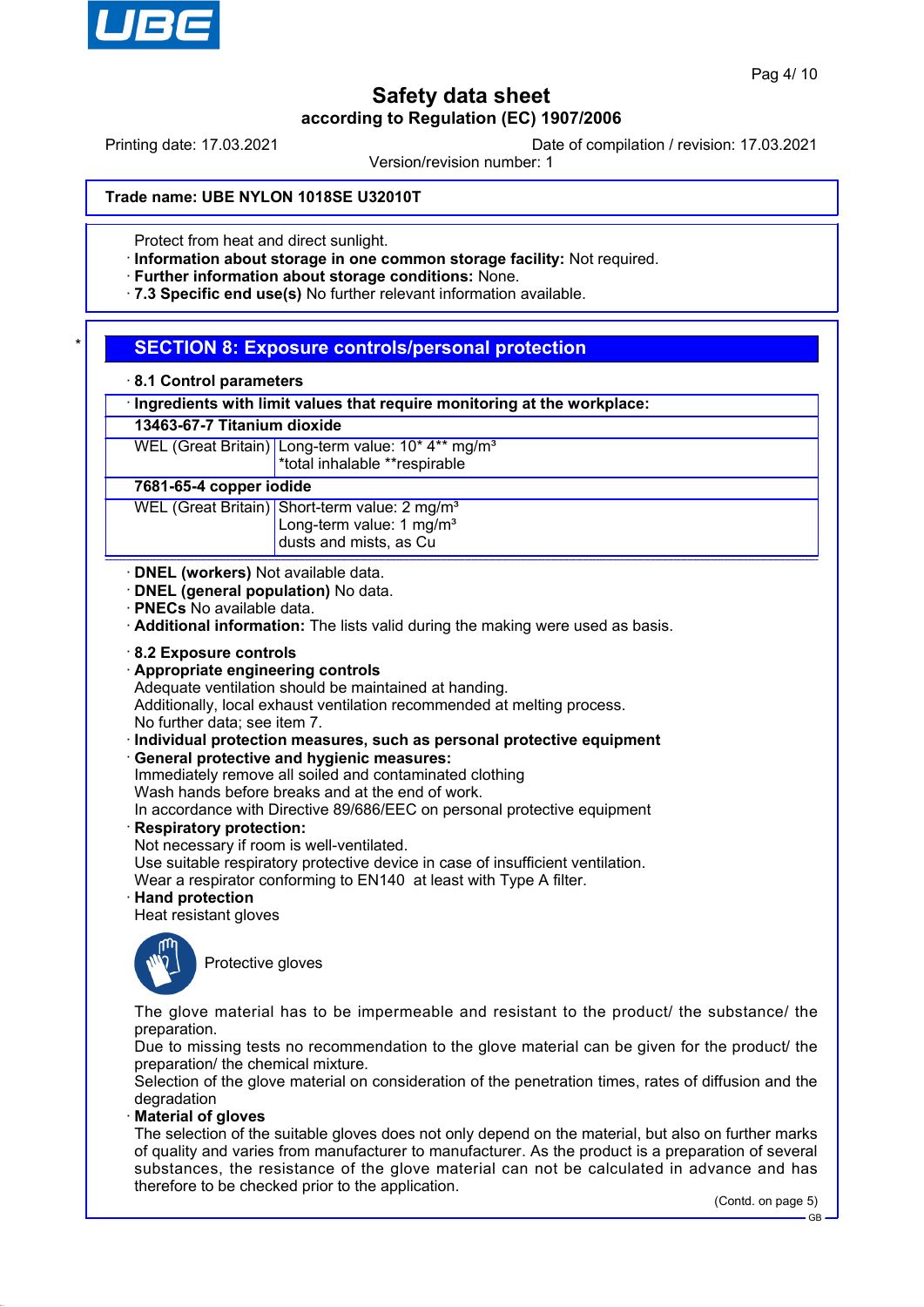Protect from heat and direct sunlight.

· **Information about storage in one common storage facility:** Not required.
· **Further information about storage conditions:** None.
· **7.3 Specific end use(s)** No further relevant information available.

## SECTION 8: Exposure controls/personal protection

· **8.1 Control parameters**

| · **Ingredients with limit values that require monitoring at the workplace:** | |
|---|---|
| **13463-67-7 Titanium dioxide** | |
| WEL (Great Britain) | Long-term value: 10* 4** mg/m³<br>*total inhalable **respirable |
| **7681-65-4 copper iodide** | |
| WEL (Great Britain) | Short-term value: 2 mg/m³<br>Long-term value: 1 mg/m³<br>dusts and mists, as Cu |

· **DNEL (workers)** Not available data.
· **DNEL (general population)** No data.
· **PNECs** No available data.
· **Additional information:** The lists valid during the making were used as basis.

· **8.2 Exposure controls**
· **Appropriate engineering controls**
Adequate ventilation should be maintained at handing.
Additionally, local exhaust ventilation recommended at melting process.
No further data; see item 7.
· **Individual protection measures, such as personal protective equipment**
· **General protective and hygienic measures:**
Immediately remove all soiled and contaminated clothing
Wash hands before breaks and at the end of work.
In accordance with Directive 89/686/EEC on personal protective equipment
· **Respiratory protection:**
Not necessary if room is well-ventilated.
Use suitable respiratory protective device in case of insufficient ventilation.
Wear a respirator conforming to EN140 at least with Type A filter.
· **Hand protection**
Heat resistant gloves

Protective gloves

The glove material has to be impermeable and resistant to the product/ the substance/ the preparation.
Due to missing tests no recommendation to the glove material can be given for the product/ the preparation/ the chemical mixture.
Selection of the glove material on consideration of the penetration times, rates of diffusion and the degradation
· **Material of gloves**
The selection of the suitable gloves does not only depend on the material, but also on further marks of quality and varies from manufacturer to manufacturer. As the product is a preparation of several substances, the resistance of the glove material can not be calculated in advance and has therefore to be checked prior to the application.

(Contd. on page 5)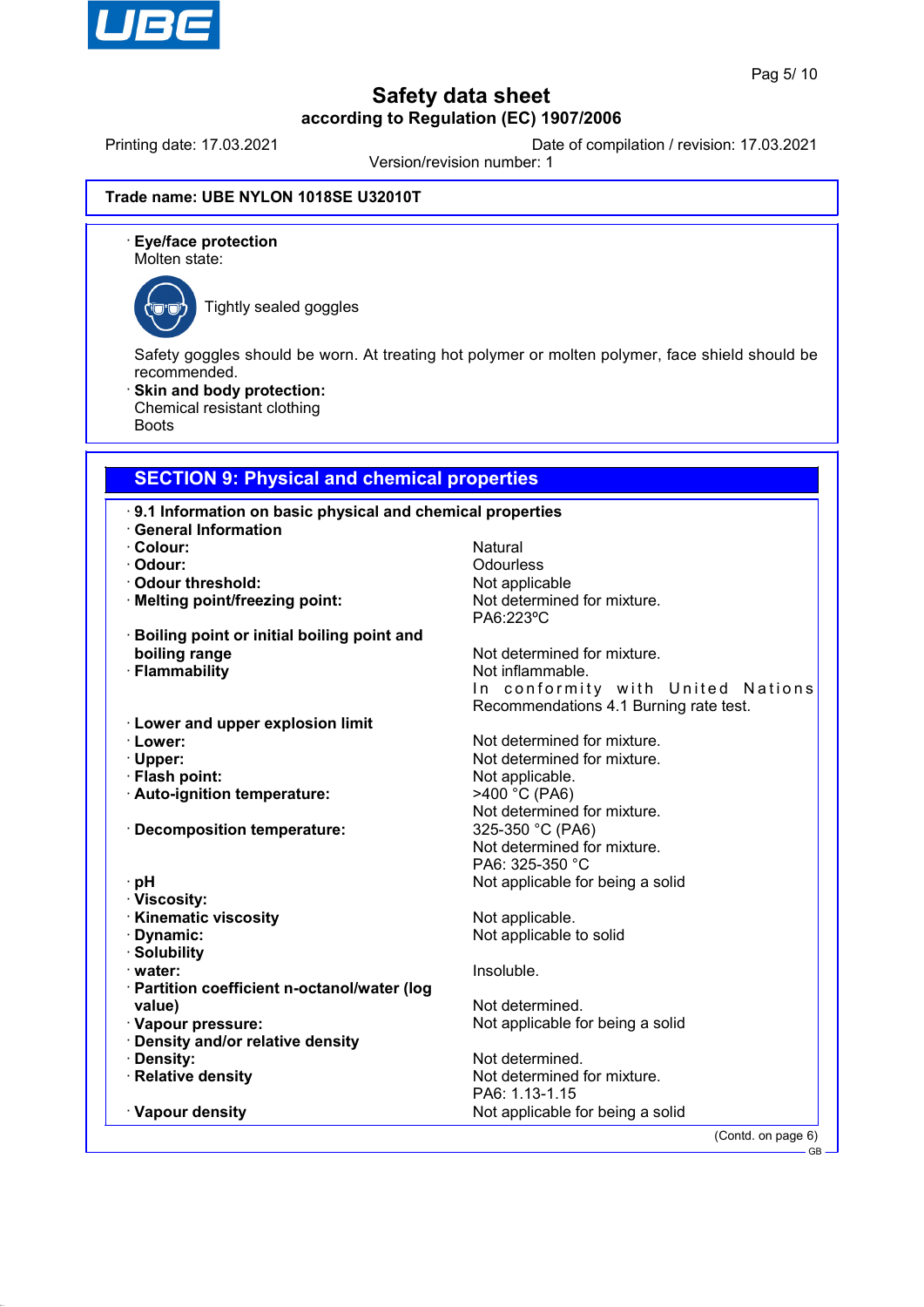**Trade name: UBE NYLON 1018SE U32010T**

· **Eye/face protection**
Molten state:

Tightly sealed goggles

Safety goggles should be worn. At treating hot polymer or molten polymer, face shield should be recommended.

· **Skin and body protection:**
Chemical resistant clothing
Boots

## SECTION 9: Physical and chemical properties

· **9.1 Information on basic physical and chemical properties**

· **General Information**

| | |
|---|---|
| · **Colour:** | Natural |
| · **Odour:** | Odourless |
| · **Odour threshold:** | Not applicable |
| · **Melting point/freezing point:** | Not determined for mixture. PA6:223ºC |
| · **Boiling point or initial boiling point and boiling range** | Not determined for mixture. |
| · **Flammability** | Not inflammable. In conformity with United Nations Recommendations 4.1 Burning rate test. |
| · **Lower and upper explosion limit** | |
| · **Lower:** | Not determined for mixture. |
| · **Upper:** | Not determined for mixture. |
| · **Flash point:** | Not applicable. |
| · **Auto-ignition temperature:** | >400 °C (PA6) Not determined for mixture. |
| · **Decomposition temperature:** | 325-350 °C (PA6) Not determined for mixture. PA6: 325-350 °C |
| · **pH** | Not applicable for being a solid |
| · **Viscosity:** | |
| · **Kinematic viscosity** | Not applicable. |
| · **Dynamic:** | Not applicable to solid |
| · **Solubility** | |
| · **water:** | Insoluble. |
| · **Partition coefficient n-octanol/water (log value)** | Not determined. |
| · **Vapour pressure:** | Not applicable for being a solid |
| · **Density and/or relative density** | |
| · **Density:** | Not determined. |
| · **Relative density** | Not determined for mixture. PA6: 1.13-1.15 |
| · **Vapour density** | Not applicable for being a solid |

(Contd. on page 6)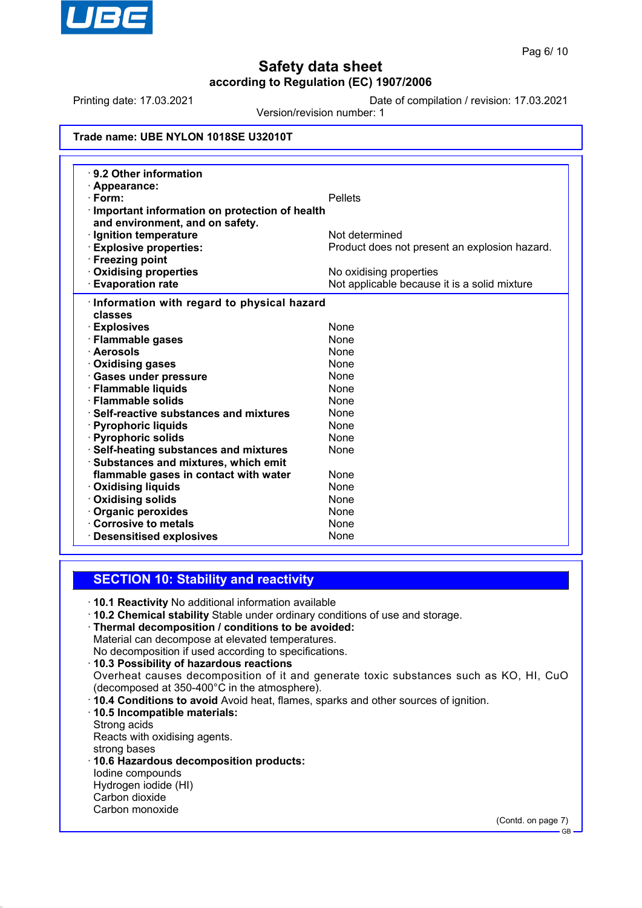## Safety data sheet

**according to Regulation (EC) 1907/2006**

Printing date: 17.03.2021 | Date of compilation / revision: 17.03.2021
Version/revision number: 1

**Trade name: UBE NYLON 1018SE U32010T**

· **9.2 Other information**

| | |
|---|---|
| · **Appearance:** | |
| · **Form:** | Pellets |
| · **Important information on protection of health and environment, and on safety.** | |
| · **Ignition temperature** | Not determined |
| · **Explosive properties:** | Product does not present an explosion hazard. |
| · **Freezing point** | |
| · **Oxidising properties** | No oxidising properties |
| · **Evaporation rate** | Not applicable because it is a solid mixture |

| | |
|---|---|
| · **Information with regard to physical hazard classes** | |
| · **Explosives** | None |
| · **Flammable gases** | None |
| · **Aerosols** | None |
| · **Oxidising gases** | None |
| · **Gases under pressure** | None |
| · **Flammable liquids** | None |
| · **Flammable solids** | None |
| · **Self-reactive substances and mixtures** | None |
| · **Pyrophoric liquids** | None |
| · **Pyrophoric solids** | None |
| · **Self-heating substances and mixtures** | None |
| · **Substances and mixtures, which emit flammable gases in contact with water** | None |
| · **Oxidising liquids** | None |
| · **Oxidising solids** | None |
| · **Organic peroxides** | None |
| · **Corrosive to metals** | None |
| · **Desensitised explosives** | None |

## SECTION 10: Stability and reactivity

· **10.1 Reactivity** No additional information available
· **10.2 Chemical stability** Stable under ordinary conditions of use and storage.
· **Thermal decomposition / conditions to be avoided:**
Material can decompose at elevated temperatures.
No decomposition if used according to specifications.
· **10.3 Possibility of hazardous reactions**
Overheat causes decomposition of it and generate toxic substances such as KO, HI, CuO (decomposed at 350-400°C in the atmosphere).
· **10.4 Conditions to avoid** Avoid heat, flames, sparks and other sources of ignition.
· **10.5 Incompatible materials:**
Strong acids
Reacts with oxidising agents.
strong bases
· **10.6 Hazardous decomposition products:**
Iodine compounds
Hydrogen iodide (HI)
Carbon dioxide
Carbon monoxide

(Contd. on page 7)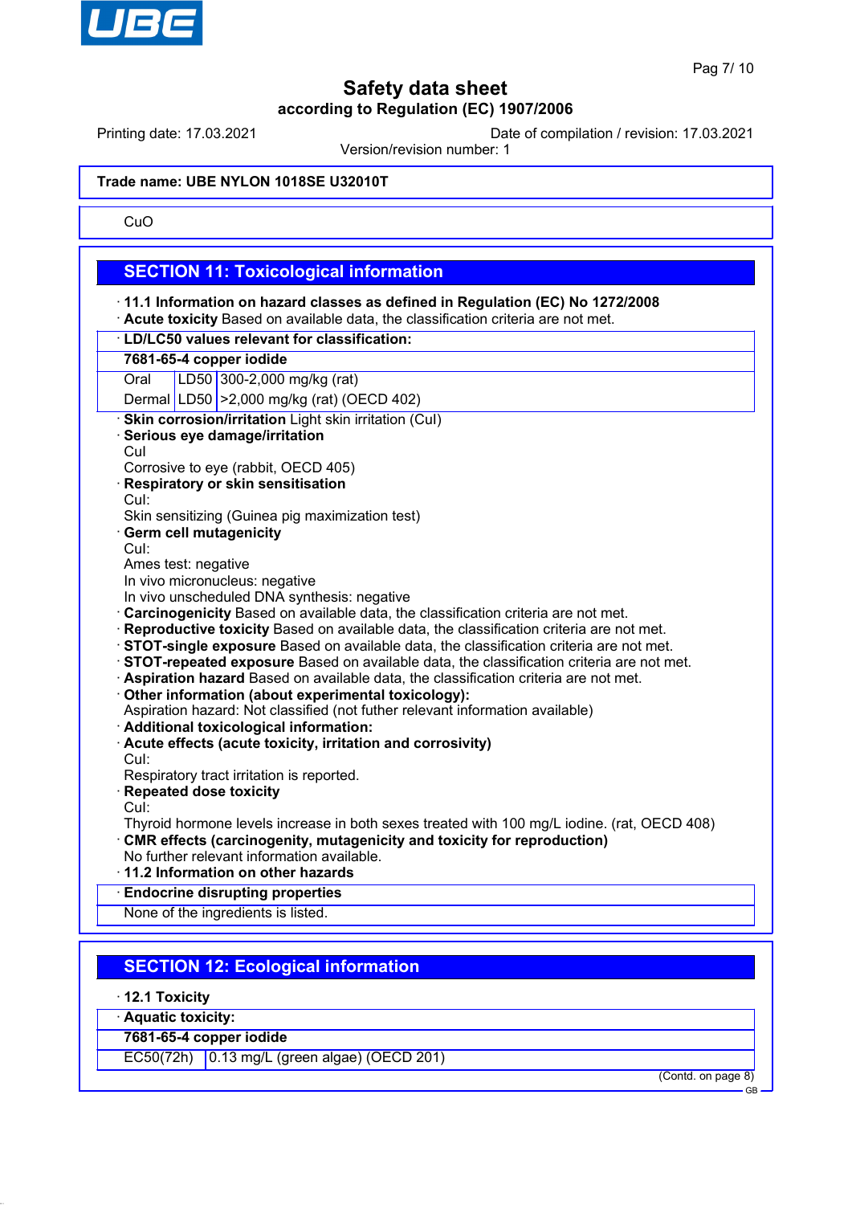**Trade name: UBE NYLON 1018SE U32010T**

CuO

## SECTION 11: Toxicological information

· **11.1 Information on hazard classes as defined in Regulation (EC) No 1272/2008**
· **Acute toxicity** Based on available data, the classification criteria are not met.

| · **LD/LC50 values relevant for classification:** | | |
|---|---|---|
| **7681-65-4 copper iodide** | | |
| Oral | LD50 | 300-2,000 mg/kg (rat) |
| Dermal | LD50 | >2,000 mg/kg (rat) (OECD 402) |

· **Skin corrosion/irritation** Light skin irritation (CuI)
· **Serious eye damage/irritation**
CuI
Corrosive to eye (rabbit, OECD 405)
· **Respiratory or skin sensitisation**
CuI:
Skin sensitizing (Guinea pig maximization test)
· **Germ cell mutagenicity**
CuI:
Ames test: negative
In vivo micronucleus: negative
In vivo unscheduled DNA synthesis: negative
· **Carcinogenicity** Based on available data, the classification criteria are not met.
· **Reproductive toxicity** Based on available data, the classification criteria are not met.
· **STOT-single exposure** Based on available data, the classification criteria are not met.
· **STOT-repeated exposure** Based on available data, the classification criteria are not met.
· **Aspiration hazard** Based on available data, the classification criteria are not met.
· **Other information (about experimental toxicology):**
Aspiration hazard: Not classified (not futher relevant information available)
· **Additional toxicological information:**
· **Acute effects (acute toxicity, irritation and corrosivity)**
CuI:
Respiratory tract irritation is reported.
· **Repeated dose toxicity**
CuI:
Thyroid hormone levels increase in both sexes treated with 100 mg/L iodine. (rat, OECD 408)
· **CMR effects (carcinogenity, mutagenicity and toxicity for reproduction)**
No further relevant information available.
· **11.2 Information on other hazards**

· **Endocrine disrupting properties**
None of the ingredients is listed.

## SECTION 12: Ecological information

· **12.1 Toxicity**

| · **Aquatic toxicity:** | |
|---|---|
| **7681-65-4 copper iodide** | |
| EC50(72h) | 0.13 mg/L (green algae) (OECD 201) |

(Contd. on page 8)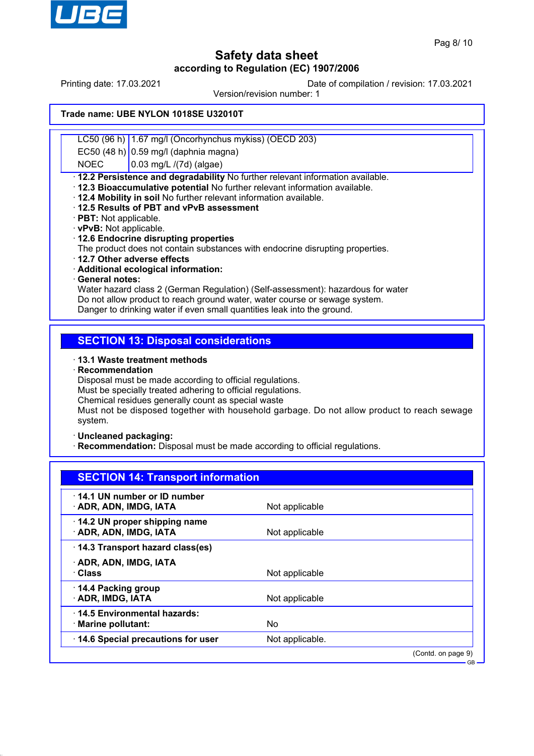| | |
|---|---|
| LC50 (96 h) | 1.67 mg/l (Oncorhynchus mykiss) (OECD 203) |
| EC50 (48 h) | 0.59 mg/l (daphnia magna) |
| NOEC | 0.03 mg/L /(7d) (algae) |

· **12.2 Persistence and degradability** No further relevant information available.
· **12.3 Bioaccumulative potential** No further relevant information available.
· **12.4 Mobility in soil** No further relevant information available.
· **12.5 Results of PBT and vPvB assessment**
· **PBT:** Not applicable.
· **vPvB:** Not applicable.
· **12.6 Endocrine disrupting properties**
The product does not contain substances with endocrine disrupting properties.
· **12.7 Other adverse effects**
· **Additional ecological information:**
· **General notes:**
Water hazard class 2 (German Regulation) (Self-assessment): hazardous for water
Do not allow product to reach ground water, water course or sewage system.
Danger to drinking water if even small quantities leak into the ground.

## SECTION 13: Disposal considerations

· **13.1 Waste treatment methods**
· **Recommendation**
Disposal must be made according to official regulations.
Must be specially treated adhering to official regulations.
Chemical residues generally count as special waste
Must not be disposed together with household garbage. Do not allow product to reach sewage system.

· **Uncleaned packaging:**
· **Recommendation:** Disposal must be made according to official regulations.

## SECTION 14: Transport information

| | |
|---|---|
| · **14.1 UN number or ID number** | |
| · **ADR, ADN, IMDG, IATA** | Not applicable |
| · **14.2 UN proper shipping name** | |
| · **ADR, ADN, IMDG, IATA** | Not applicable |
| · **14.3 Transport hazard class(es)** | |
| · **ADR, ADN, IMDG, IATA** | |
| · **Class** | Not applicable |
| · **14.4 Packing group** | |
| · **ADR, IMDG, IATA** | Not applicable |
| · **14.5 Environmental hazards:** | |
| · **Marine pollutant:** | No |
| · **14.6 Special precautions for user** | Not applicable. |

(Contd. on page 9)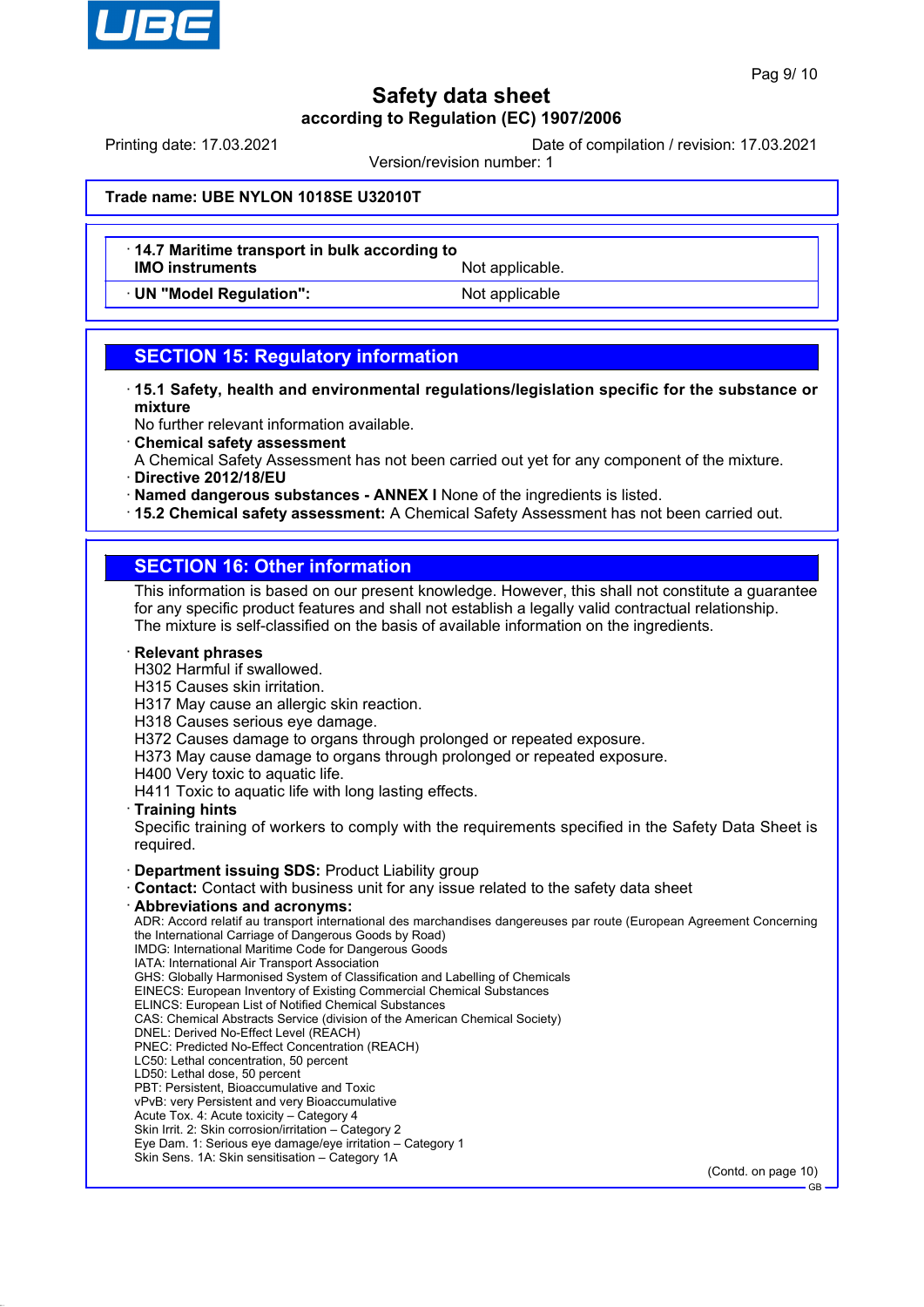**Trade name: UBE NYLON 1018SE U32010T**

| | |
|---|---|
| · **14.7 Maritime transport in bulk according to IMO instruments** | Not applicable. |
| · **UN "Model Regulation":** | Not applicable |

## SECTION 15: Regulatory information

· **15.1 Safety, health and environmental regulations/legislation specific for the substance or mixture**
No further relevant information available.
· **Chemical safety assessment**
A Chemical Safety Assessment has not been carried out yet for any component of the mixture.
· **Directive 2012/18/EU**
· **Named dangerous substances - ANNEX I** None of the ingredients is listed.
· **15.2 Chemical safety assessment:** A Chemical Safety Assessment has not been carried out.

## SECTION 16: Other information

This information is based on our present knowledge. However, this shall not constitute a guarantee for any specific product features and shall not establish a legally valid contractual relationship.
The mixture is self-classified on the basis of available information on the ingredients.

· **Relevant phrases**
H302 Harmful if swallowed.
H315 Causes skin irritation.
H317 May cause an allergic skin reaction.
H318 Causes serious eye damage.
H372 Causes damage to organs through prolonged or repeated exposure.
H373 May cause damage to organs through prolonged or repeated exposure.
H400 Very toxic to aquatic life.
H411 Toxic to aquatic life with long lasting effects.
· **Training hints**
Specific training of workers to comply with the requirements specified in the Safety Data Sheet is required.

· **Department issuing SDS:** Product Liability group
· **Contact:** Contact with business unit for any issue related to the safety data sheet
· **Abbreviations and acronyms:**
ADR: Accord relatif au transport international des marchandises dangereuses par route (European Agreement Concerning the International Carriage of Dangerous Goods by Road)
IMDG: International Maritime Code for Dangerous Goods
IATA: International Air Transport Association
GHS: Globally Harmonised System of Classification and Labelling of Chemicals
EINECS: European Inventory of Existing Commercial Chemical Substances
ELINCS: European List of Notified Chemical Substances
CAS: Chemical Abstracts Service (division of the American Chemical Society)
DNEL: Derived No-Effect Level (REACH)
PNEC: Predicted No-Effect Concentration (REACH)
LC50: Lethal concentration, 50 percent
LD50: Lethal dose, 50 percent
PBT: Persistent, Bioaccumulative and Toxic
vPvB: very Persistent and very Bioaccumulative
Acute Tox. 4: Acute toxicity – Category 4
Skin Irrit. 2: Skin corrosion/irritation – Category 2
Eye Dam. 1: Serious eye damage/eye irritation – Category 1
Skin Sens. 1A: Skin sensitisation – Category 1A

(Contd. on page 10)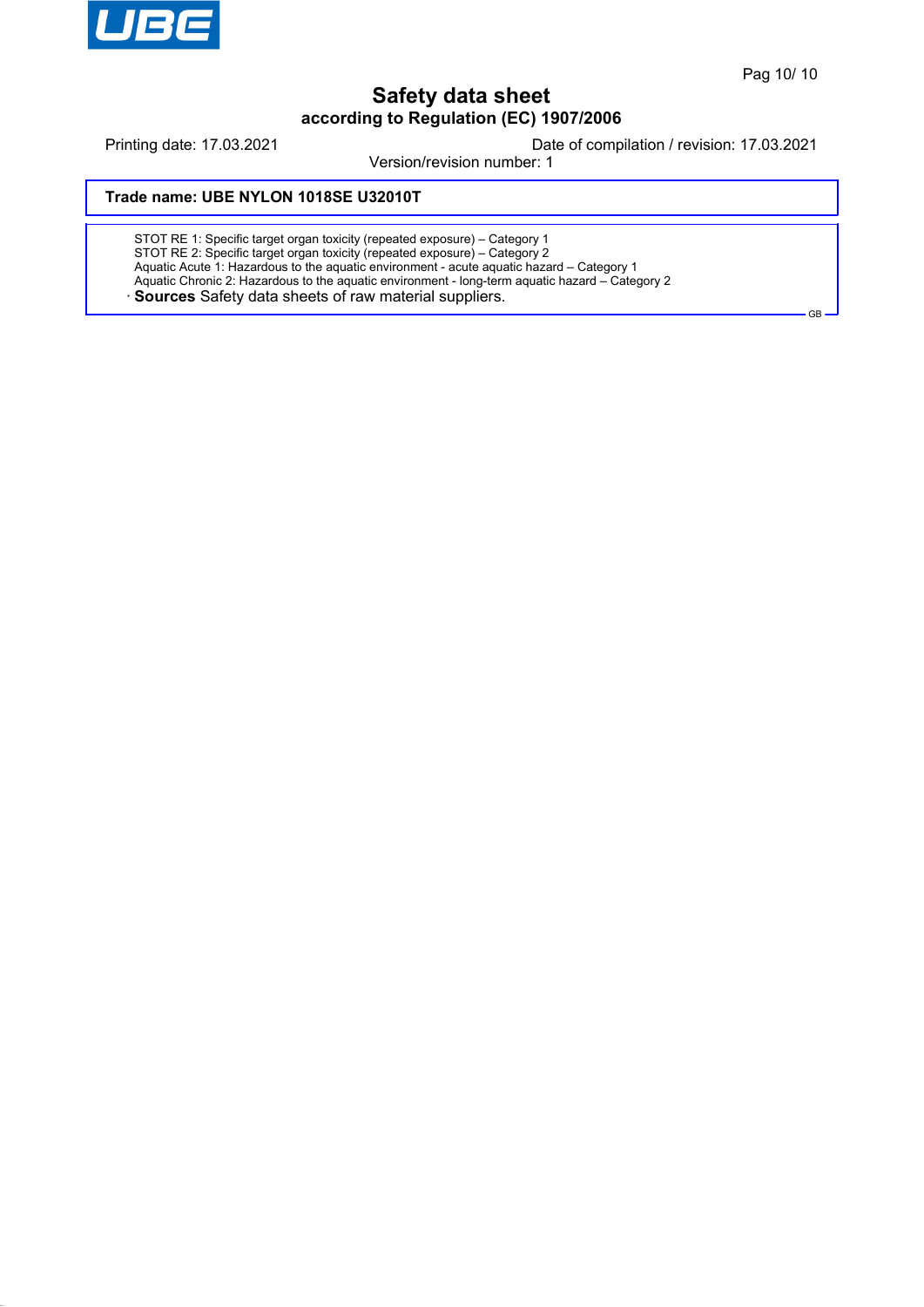STOT RE 1: Specific target organ toxicity (repeated exposure) – Category 1
STOT RE 2: Specific target organ toxicity (repeated exposure) – Category 2
Aquatic Acute 1: Hazardous to the aquatic environment - acute aquatic hazard – Category 1
Aquatic Chronic 2: Hazardous to the aquatic environment - long-term aquatic hazard – Category 2

· **Sources** Safety data sheets of raw material suppliers.